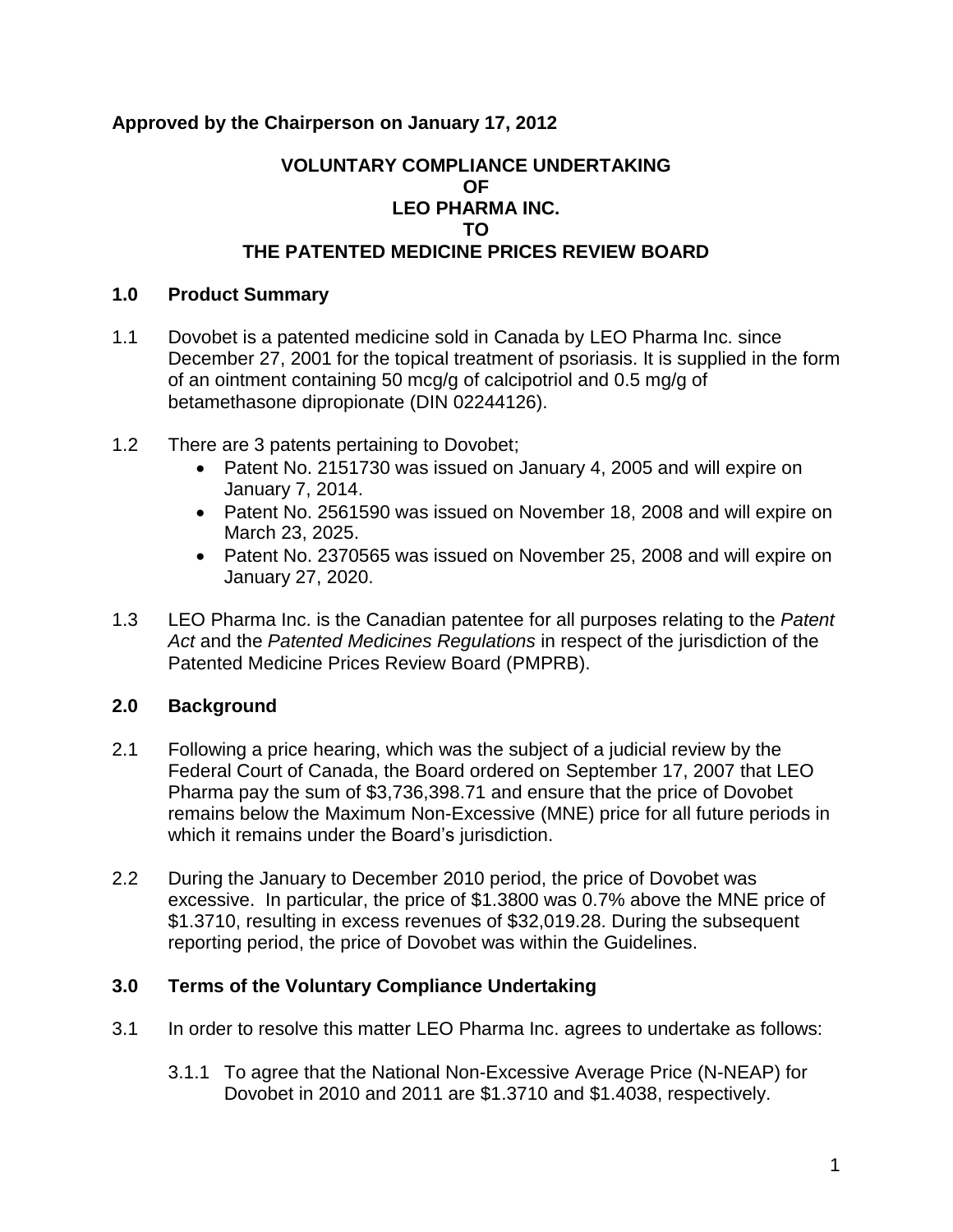**Approved by the Chairperson on January 17, 2012**

# VOLUNTARY COMPLIANCE UNDERTAKING OF LEO PHARMA INC. TO THE PATENTED MEDICINE PRICES REVIEW BOARD

## 1.0 Product Summary

1.1 Dovobet is a patented medicine sold in Canada by LEO Pharma Inc. since December 27, 2001 for the topical treatment of psoriasis. It is supplied in the form of an ointment containing 50 mcg/g of calcipotriol and 0.5 mg/g of betamethasone dipropionate (DIN 02244126).

1.2 There are 3 patents pertaining to Dovobet;

- Patent No. 2151730 was issued on January 4, 2005 and will expire on January 7, 2014.
- Patent No. 2561590 was issued on November 18, 2008 and will expire on March 23, 2025.
- Patent No. 2370565 was issued on November 25, 2008 and will expire on January 27, 2020.

1.3 LEO Pharma Inc. is the Canadian patentee for all purposes relating to the *Patent Act* and the *Patented Medicines Regulations* in respect of the jurisdiction of the Patented Medicine Prices Review Board (PMPRB).

## 2.0 Background

2.1 Following a price hearing, which was the subject of a judicial review by the Federal Court of Canada, the Board ordered on September 17, 2007 that LEO Pharma pay the sum of $3,736,398.71 and ensure that the price of Dovobet remains below the Maximum Non-Excessive (MNE) price for all future periods in which it remains under the Board's jurisdiction.

2.2 During the January to December 2010 period, the price of Dovobet was excessive. In particular, the price of $1.3800 was 0.7% above the MNE price of $1.3710, resulting in excess revenues of $32,019.28. During the subsequent reporting period, the price of Dovobet was within the Guidelines.

## 3.0 Terms of the Voluntary Compliance Undertaking

3.1 In order to resolve this matter LEO Pharma Inc. agrees to undertake as follows:

3.1.1 To agree that the National Non-Excessive Average Price (N-NEAP) for Dovobet in 2010 and 2011 are $1.3710 and $1.4038, respectively.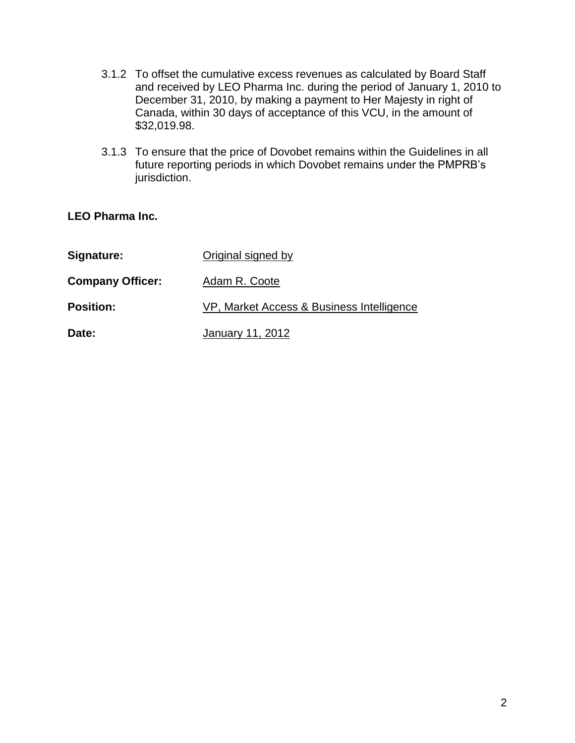3.1.2 To offset the cumulative excess revenues as calculated by Board Staff and received by LEO Pharma Inc. during the period of January 1, 2010 to December 31, 2010, by making a payment to Her Majesty in right of Canada, within 30 days of acceptance of this VCU, in the amount of $32,019.98.

3.1.3 To ensure that the price of Dovobet remains within the Guidelines in all future reporting periods in which Dovobet remains under the PMPRB's jurisdiction.

**LEO Pharma Inc.**

**Signature:** Original signed by

**Company Officer:** Adam R. Coote

**Position:** VP, Market Access & Business Intelligence

**Date:** January 11, 2012